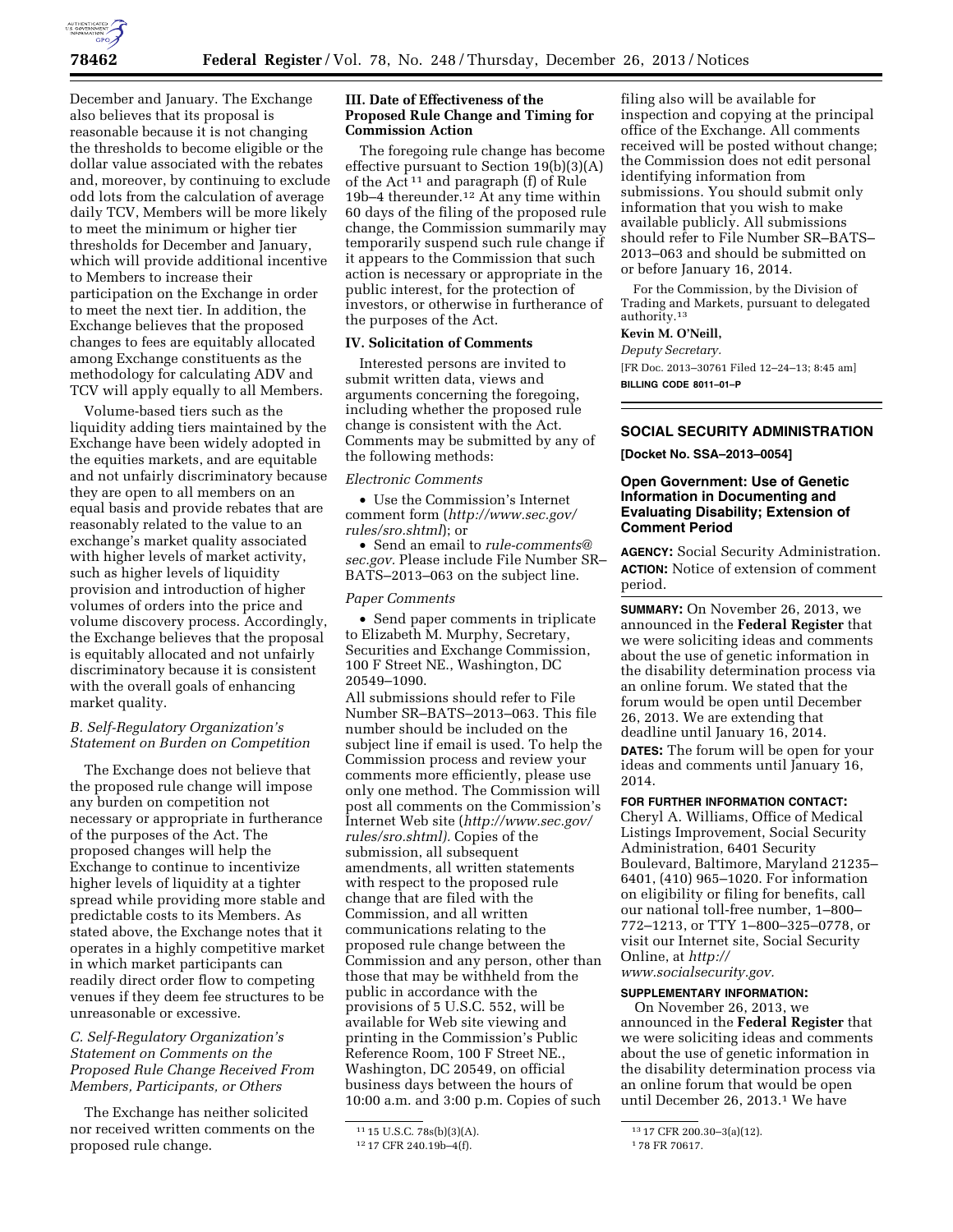December and January. The Exchange also believes that its proposal is reasonable because it is not changing the thresholds to become eligible or the dollar value associated with the rebates and, moreover, by continuing to exclude odd lots from the calculation of average daily TCV, Members will be more likely to meet the minimum or higher tier thresholds for December and January, which will provide additional incentive to Members to increase their participation on the Exchange in order to meet the next tier. In addition, the Exchange believes that the proposed changes to fees are equitably allocated among Exchange constituents as the methodology for calculating ADV and TCV will apply equally to all Members.

Volume-based tiers such as the liquidity adding tiers maintained by the Exchange have been widely adopted in the equities markets, and are equitable and not unfairly discriminatory because they are open to all members on an equal basis and provide rebates that are reasonably related to the value to an exchange's market quality associated with higher levels of market activity, such as higher levels of liquidity provision and introduction of higher volumes of orders into the price and volume discovery process. Accordingly, the Exchange believes that the proposal is equitably allocated and not unfairly discriminatory because it is consistent with the overall goals of enhancing market quality.

### *B. Self-Regulatory Organization's Statement on Burden on Competition*

The Exchange does not believe that the proposed rule change will impose any burden on competition not necessary or appropriate in furtherance of the purposes of the Act. The proposed changes will help the Exchange to continue to incentivize higher levels of liquidity at a tighter spread while providing more stable and predictable costs to its Members. As stated above, the Exchange notes that it operates in a highly competitive market in which market participants can readily direct order flow to competing venues if they deem fee structures to be unreasonable or excessive.

### *C. Self-Regulatory Organization's Statement on Comments on the Proposed Rule Change Received From Members, Participants, or Others*

The Exchange has neither solicited nor received written comments on the proposed rule change.

## III. Date of Effectiveness of the Proposed Rule Change and Timing for Commission Action

The foregoing rule change has become effective pursuant to Section 19(b)(3)(A) of the Act [11] and paragraph (f) of Rule 19b–4 thereunder.[12] At any time within 60 days of the filing of the proposed rule change, the Commission summarily may temporarily suspend such rule change if it appears to the Commission that such action is necessary or appropriate in the public interest, for the protection of investors, or otherwise in furtherance of the purposes of the Act.

## IV. Solicitation of Comments

Interested persons are invited to submit written data, views and arguments concerning the foregoing, including whether the proposed rule change is consistent with the Act. Comments may be submitted by any of the following methods:

*Electronic Comments*

- Use the Commission's Internet comment form (*http://www.sec.gov/rules/sro.shtml*); or
- Send an email to *rule-comments@sec.gov.* Please include File Number SR–BATS–2013–063 on the subject line.

*Paper Comments*

- Send paper comments in triplicate to Elizabeth M. Murphy, Secretary, Securities and Exchange Commission, 100 F Street NE., Washington, DC 20549–1090.

All submissions should refer to File Number SR–BATS–2013–063. This file number should be included on the subject line if email is used. To help the Commission process and review your comments more efficiently, please use only one method. The Commission will post all comments on the Commission's Internet Web site (*http://www.sec.gov/rules/sro.shtml).* Copies of the submission, all subsequent amendments, all written statements with respect to the proposed rule change that are filed with the Commission, and all written communications relating to the proposed rule change between the Commission and any person, other than those that may be withheld from the public in accordance with the provisions of 5 U.S.C. 552, will be available for Web site viewing and printing in the Commission's Public Reference Room, 100 F Street NE., Washington, DC 20549, on official business days between the hours of 10:00 a.m. and 3:00 p.m. Copies of such filing also will be available for inspection and copying at the principal office of the Exchange. All comments received will be posted without change; the Commission does not edit personal identifying information from submissions. You should submit only information that you wish to make available publicly. All submissions should refer to File Number SR–BATS–2013–063 and should be submitted on or before January 16, 2014.

For the Commission, by the Division of Trading and Markets, pursuant to delegated authority.[13]

**Kevin M. O'Neill,**

*Deputy Secretary.*

[FR Doc. 2013–30761 Filed 12–24–13; 8:45 am]

**BILLING CODE 8011–01–P**

[11] 15 U.S.C. 78s(b)(3)(A).

[12] 17 CFR 240.19b–4(f).

[13] 17 CFR 200.30–3(a)(12).

---

# SOCIAL SECURITY ADMINISTRATION

**[Docket No. SSA–2013–0054]**

## Open Government: Use of Genetic Information in Documenting and Evaluating Disability; Extension of Comment Period

**AGENCY:** Social Security Administration.

**ACTION:** Notice of extension of comment period.

**SUMMARY:** On November 26, 2013, we announced in the **Federal Register** that we were soliciting ideas and comments about the use of genetic information in the disability determination process via an online forum. We stated that the forum would be open until December 26, 2013. We are extending that deadline until January 16, 2014.

**DATES:** The forum will be open for your ideas and comments until January 16, 2014.

**FOR FURTHER INFORMATION CONTACT:** Cheryl A. Williams, Office of Medical Listings Improvement, Social Security Administration, 6401 Security Boulevard, Baltimore, Maryland 21235–6401, (410) 965–1020. For information on eligibility or filing for benefits, call our national toll-free number, 1–800–772–1213, or TTY 1–800–325–0778, or visit our Internet site, Social Security Online, at *http://www.socialsecurity.gov.*

**SUPPLEMENTARY INFORMATION:**

On November 26, 2013, we announced in the **Federal Register** that we were soliciting ideas and comments about the use of genetic information in the disability determination process via an online forum that would be open until December 26, 2013.[1] We have

[1] 78 FR 70617.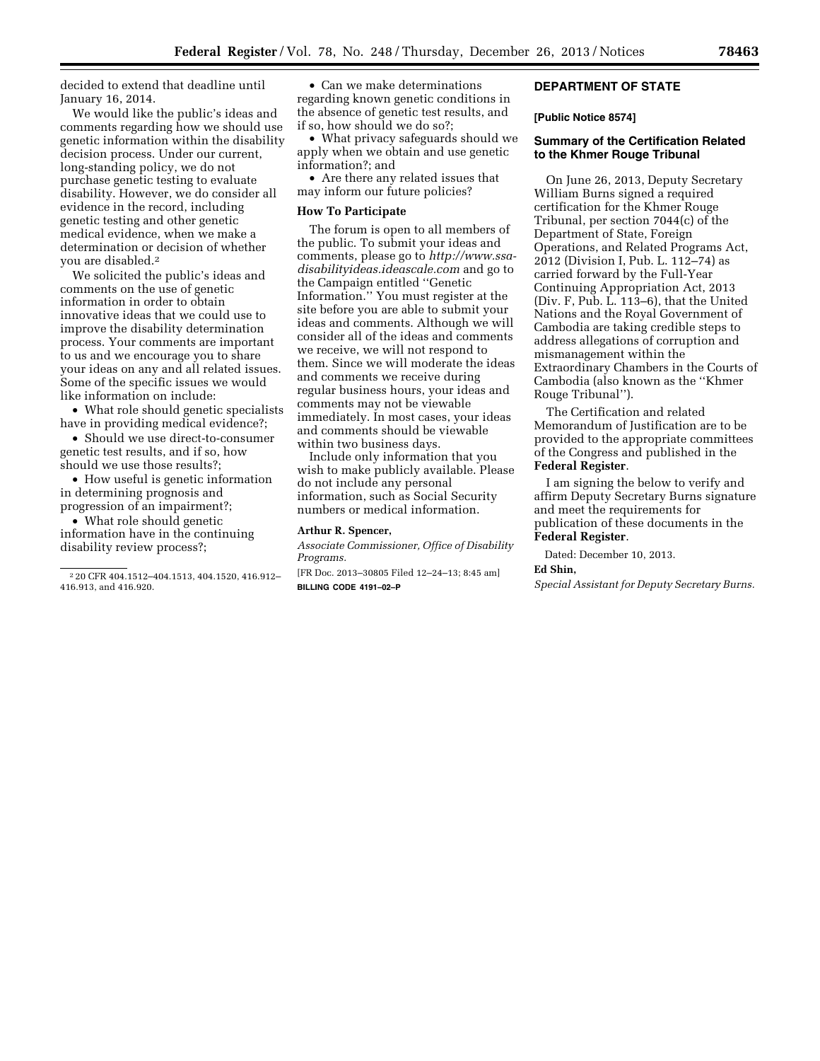decided to extend that deadline until January 16, 2014.

We would like the public's ideas and comments regarding how we should use genetic information within the disability decision process. Under our current, long-standing policy, we do not purchase genetic testing to evaluate disability. However, we do consider all evidence in the record, including genetic testing and other genetic medical evidence, when we make a determination or decision of whether you are disabled.[2]

We solicited the public's ideas and comments on the use of genetic information in order to obtain innovative ideas that we could use to improve the disability determination process. Your comments are important to us and we encourage you to share your ideas on any and all related issues. Some of the specific issues we would like information on include:

- What role should genetic specialists have in providing medical evidence?;
- Should we use direct-to-consumer genetic test results, and if so, how should we use those results?;
- How useful is genetic information in determining prognosis and progression of an impairment?;
- What role should genetic information have in the continuing disability review process?;
- Can we make determinations regarding known genetic conditions in the absence of genetic test results, and if so, how should we do so?;
- What privacy safeguards should we apply when we obtain and use genetic information?; and
- Are there any related issues that may inform our future policies?

**How To Participate**

The forum is open to all members of the public. To submit your ideas and comments, please go to *http://www.ssa-disabilityideas.ideascale.com* and go to the Campaign entitled ''Genetic Information.'' You must register at the site before you are able to submit your ideas and comments. Although we will consider all of the ideas and comments we receive, we will not respond to them. Since we will moderate the ideas and comments we receive during regular business hours, your ideas and comments may not be viewable immediately. In most cases, your ideas and comments should be viewable within two business days.

Include only information that you wish to make publicly available. Please do not include any personal information, such as Social Security numbers or medical information.

**Arthur R. Spencer,**

*Associate Commissioner, Office of Disability Programs.*

[FR Doc. 2013–30805 Filed 12–24–13; 8:45 am]

**BILLING CODE 4191–02–P**

[2] 20 CFR 404.1512–404.1513, 404.1520, 416.912–416.913, and 416.920.

## DEPARTMENT OF STATE

**[Public Notice 8574]**

### Summary of the Certification Related to the Khmer Rouge Tribunal

On June 26, 2013, Deputy Secretary William Burns signed a required certification for the Khmer Rouge Tribunal, per section 7044(c) of the Department of State, Foreign Operations, and Related Programs Act, 2012 (Division I, Pub. L. 112–74) as carried forward by the Full-Year Continuing Appropriation Act, 2013 (Div. F, Pub. L. 113–6), that the United Nations and the Royal Government of Cambodia are taking credible steps to address allegations of corruption and mismanagement within the Extraordinary Chambers in the Courts of Cambodia (also known as the ''Khmer Rouge Tribunal'').

The Certification and related Memorandum of Justification are to be provided to the appropriate committees of the Congress and published in the **Federal Register**.

I am signing the below to verify and affirm Deputy Secretary Burns signature and meet the requirements for publication of these documents in the **Federal Register**.

Dated: December 10, 2013.

**Ed Shin,**

*Special Assistant for Deputy Secretary Burns.*